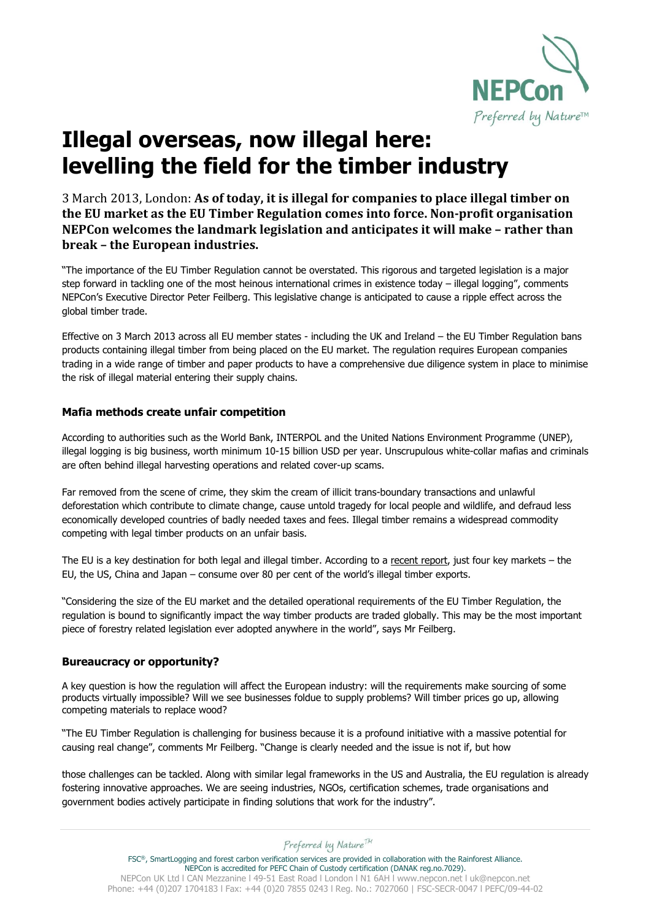# Illegal overseas, now illegal here: levelling the field for the timber industry

3 March 2013, London: **As of today, it is illegal for companies to place illegal timber on the EU market as the EU Timber Regulation comes into force. Non-profit organisation NEPCon welcomes the landmark legislation and anticipates it will make – rather than break – the European industries.**

"The importance of the EU Timber Regulation cannot be overstated. This rigorous and targeted legislation is a major step forward in tackling one of the most heinous international crimes in existence today – illegal logging", comments NEPCon's Executive Director Peter Feilberg. This legislative change is anticipated to cause a ripple effect across the global timber trade.

Effective on 3 March 2013 across all EU member states - including the UK and Ireland – the EU Timber Regulation bans products containing illegal timber from being placed on the EU market. The regulation requires European companies trading in a wide range of timber and paper products to have a comprehensive due diligence system in place to minimise the risk of illegal material entering their supply chains.

### Mafia methods create unfair competition

According to authorities such as the World Bank, INTERPOL and the United Nations Environment Programme (UNEP), illegal logging is big business, worth minimum 10-15 billion USD per year. Unscrupulous white-collar mafias and criminals are often behind illegal harvesting operations and related cover-up scams.

Far removed from the scene of crime, they skim the cream of illicit trans-boundary transactions and unlawful deforestation which contribute to climate change, cause untold tragedy for local people and wildlife, and defraud less economically developed countries of badly needed taxes and fees. Illegal timber remains a widespread commodity competing with legal timber products on an unfair basis.

The EU is a key destination for both legal and illegal timber. According to a recent report, just four key markets – the EU, the US, China and Japan – consume over 80 per cent of the world's illegal timber exports.

"Considering the size of the EU market and the detailed operational requirements of the EU Timber Regulation, the regulation is bound to significantly impact the way timber products are traded globally. This may be the most important piece of forestry related legislation ever adopted anywhere in the world", says Mr Feilberg.

### Bureaucracy or opportunity?

A key question is how the regulation will affect the European industry: will the requirements make sourcing of some products virtually impossible? Will we see businesses foldue to supply problems? Will timber prices go up, allowing competing materials to replace wood?

"The EU Timber Regulation is challenging for business because it is a profound initiative with a massive potential for causing real change", comments Mr Feilberg. "Change is clearly needed and the issue is not if, but how

those challenges can be tackled. Along with similar legal frameworks in the US and Australia, the EU regulation is already fostering innovative approaches. We are seeing industries, NGOs, certification schemes, trade organisations and government bodies actively participate in finding solutions that work for the industry".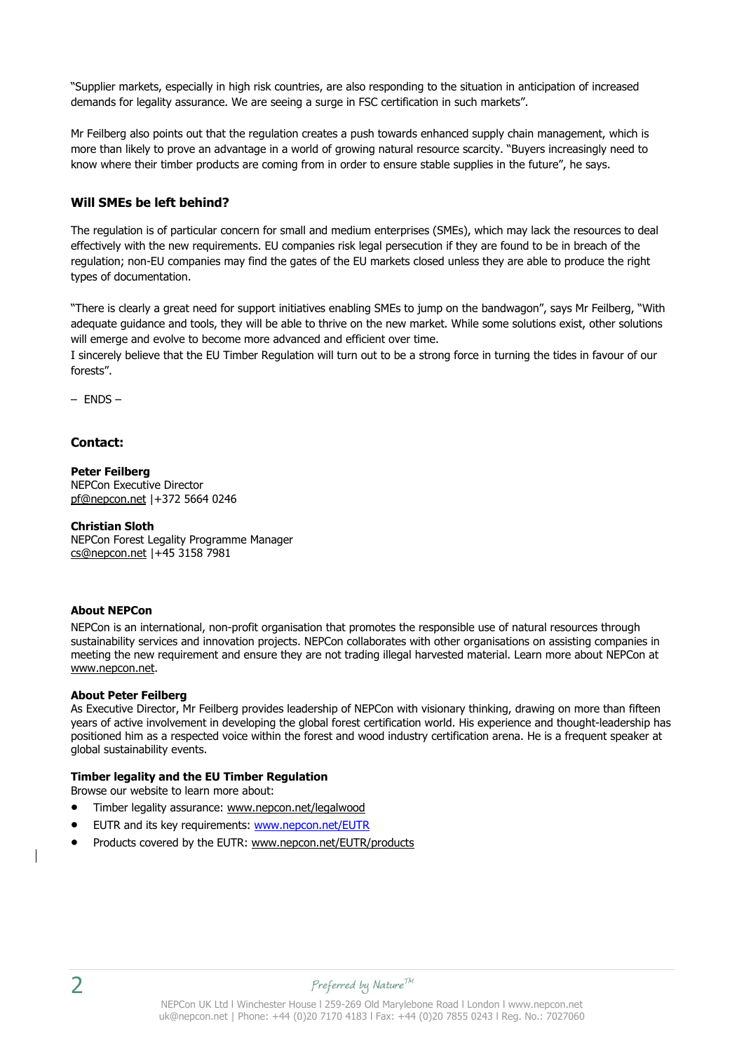"Supplier markets, especially in high risk countries, are also responding to the situation in anticipation of increased demands for legality assurance. We are seeing a surge in FSC certification in such markets".

Mr Feilberg also points out that the regulation creates a push towards enhanced supply chain management, which is more than likely to prove an advantage in a world of growing natural resource scarcity. "Buyers increasingly need to know where their timber products are coming from in order to ensure stable supplies in the future", he says.

### Will SMEs be left behind?

The regulation is of particular concern for small and medium enterprises (SMEs), which may lack the resources to deal effectively with the new requirements. EU companies risk legal persecution if they are found to be in breach of the regulation; non-EU companies may find the gates of the EU markets closed unless they are able to produce the right types of documentation.

"There is clearly a great need for support initiatives enabling SMEs to jump on the bandwagon", says Mr Feilberg, "With adequate guidance and tools, they will be able to thrive on the new market. While some solutions exist, other solutions will emerge and evolve to become more advanced and efficient over time.
I sincerely believe that the EU Timber Regulation will turn out to be a strong force in turning the tides in favour of our forests".

– ENDS –

### Contact:

**Peter Feilberg**
NEPCon Executive Director
pf@nepcon.net |+372 5664 0246

**Christian Sloth**
NEPCon Forest Legality Programme Manager
cs@nepcon.net |+45 3158 7981

**About NEPCon**
NEPCon is an international, non-profit organisation that promotes the responsible use of natural resources through sustainability services and innovation projects. NEPCon collaborates with other organisations on assisting companies in meeting the new requirement and ensure they are not trading illegal harvested material. Learn more about NEPCon at www.nepcon.net.

**About Peter Feilberg**
As Executive Director, Mr Feilberg provides leadership of NEPCon with visionary thinking, drawing on more than fifteen years of active involvement in developing the global forest certification world. His experience and thought-leadership has positioned him as a respected voice within the forest and wood industry certification arena. He is a frequent speaker at global sustainability events.

**Timber legality and the EU Timber Regulation**
Browse our website to learn more about:

- Timber legality assurance: www.nepcon.net/legalwood
- EUTR and its key requirements: www.nepcon.net/EUTR
- Products covered by the EUTR: www.nepcon.net/EUTR/products

Preferred by Nature™

NEPCon UK Ltd l Winchester House l 259-269 Old Marylebone Road l London l www.nepcon.net
uk@nepcon.net | Phone: +44 (0)20 7170 4183 l Fax: +44 (0)20 7855 0243 l Reg. No.: 7027060